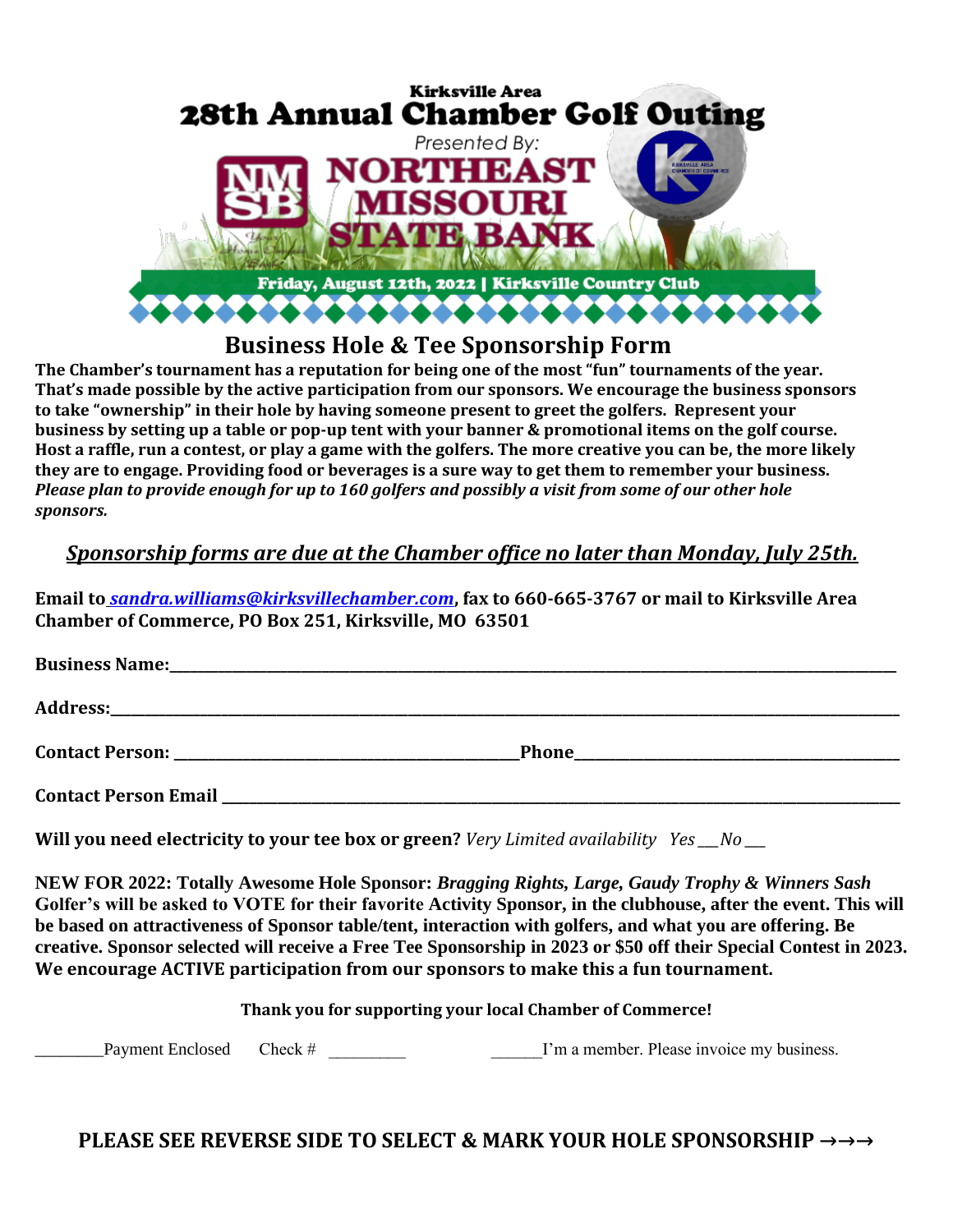Kirksville Area

# 28th Annual Chamber Golf Outing

Presented By:

NORTHEAST MISSOURI STATE BANK

**Friday, August 12th, 2022 | Kirksville Country Club**

## Business Hole & Tee Sponsorship Form

**The Chamber's tournament has a reputation for being one of the most "fun" tournaments of the year. That's made possible by the active participation from our sponsors. We encourage the business sponsors to take "ownership" in their hole by having someone present to greet the golfers. Represent your business by setting up a table or pop-up tent with your banner & promotional items on the golf course. Host a raffle, run a contest, or play a game with the golfers. The more creative you can be, the more likely they are to engage. Providing food or beverages is a sure way to get them to remember your business.** ***Please plan to provide enough for up to 160 golfers and possibly a visit from some of our other hole sponsors.***

***Sponsorship forms are due at the Chamber office no later than Monday, July 25th.***

**Email to** ***sandra.williams@kirksvillechamber.com*****, fax to 660-665-3767 or mail to Kirksville Area Chamber of Commerce, PO Box 251, Kirksville, MO 63501**

**Business Name:**______________________________________________

**Address:**______________________________________________

**Contact Person:** ______________________________**Phone**______________________________

**Contact Person Email** ______________________________________________

**Will you need electricity to your tee box or green?** *Very Limited availability Yes ___No ___*

**NEW FOR 2022: Totally Awesome Hole Sponsor:** ***Bragging Rights, Large, Gaudy Trophy & Winners Sash*** **Golfer's will be asked to VOTE for their favorite Activity Sponsor, in the clubhouse, after the event. This will be based on attractiveness of Sponsor table/tent, interaction with golfers, and what you are offering. Be creative. Sponsor selected will receive a Free Tee Sponsorship in 2023 or $50 off their Special Contest in 2023. We encourage ACTIVE participation from our sponsors to make this a fun tournament.**

**Thank you for supporting your local Chamber of Commerce!**

________Payment Enclosed Check # _________ ______I'm a member. Please invoice my business.

**PLEASE SEE REVERSE SIDE TO SELECT & MARK YOUR HOLE SPONSORSHIP →→→**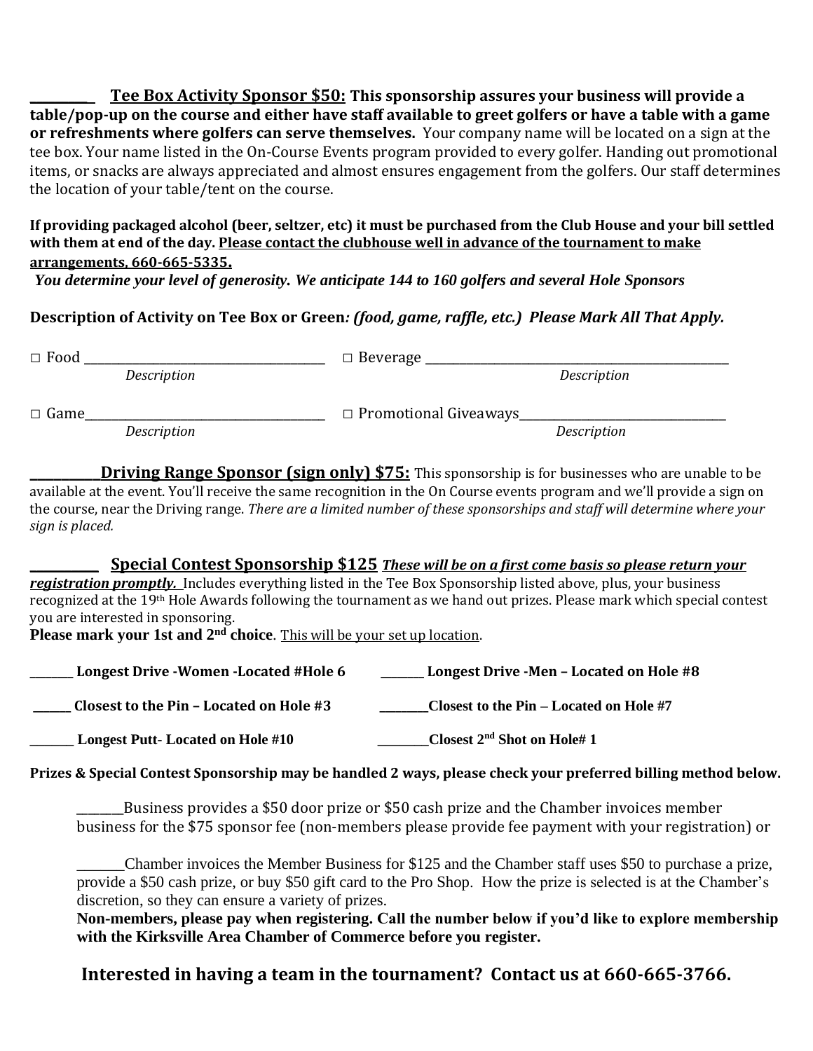__________ **Tee Box Activity Sponsor $50:** **This sponsorship assures your business will provide a table/pop-up on the course and either have staff available to greet golfers or have a table with a game or refreshments where golfers can serve themselves.** Your company name will be located on a sign at the tee box. Your name listed in the On-Course Events program provided to every golfer. Handing out promotional items, or snacks are always appreciated and almost ensures engagement from the golfers. Our staff determines the location of your table/tent on the course.

**If providing packaged alcohol (beer, seltzer, etc) it must be purchased from the Club House and your bill settled with them at end of the day. Please contact the clubhouse well in advance of the tournament to make arrangements, 660-665-5335.**

***You determine your level of generosity. We anticipate 144 to 160 golfers and several Hole Sponsors***

**Description of Activity on Tee Box or Green*: (food, game, raffle, etc.) Please Mark All That Apply.***

□ Food ________________________________________ □ Beverage ________________________________________
*Description* *Description*

□ Game________________________________________ □ Promotional Giveaways________________________________
*Description* *Description*

___________**Driving Range Sponsor (sign only) $75:** This sponsorship is for businesses who are unable to be available at the event. You'll receive the same recognition in the On Course events program and we'll provide a sign on the course, near the Driving range. *There are a limited number of these sponsorships and staff will determine where your sign is placed.*

___________ **Special Contest Sponsorship $125** ***These will be on a first come basis so please return your registration promptly.*** Includes everything listed in the Tee Box Sponsorship listed above, plus, your business recognized at the 19th Hole Awards following the tournament as we hand out prizes. Please mark which special contest you are interested in sponsoring.

**Please mark your 1st and 2nd choice**. This will be your set up location.

**_______ Longest Drive -Women -Located #Hole 6**

**_______ Longest Drive -Men – Located on Hole #8**

**______ Closest to the Pin – Located on Hole #3**

**________Closest to the Pin – Located on Hole #7**

**_______ Longest Putt- Located on Hole #10**

**________Closest 2nd Shot on Hole# 1**

**Prizes & Special Contest Sponsorship may be handled 2 ways, please check your preferred billing method below.**

______Business provides a $50 door prize or $50 cash prize and the Chamber invoices member business for the $75 sponsor fee (non-members please provide fee payment with your registration) or

______Chamber invoices the Member Business for $125 and the Chamber staff uses $50 to purchase a prize, provide a $50 cash prize, or buy $50 gift card to the Pro Shop. How the prize is selected is at the Chamber's discretion, so they can ensure a variety of prizes.

**Non-members, please pay when registering. Call the number below if you'd like to explore membership with the Kirksville Area Chamber of Commerce before you register.**

## Interested in having a team in the tournament? Contact us at 660-665-3766.